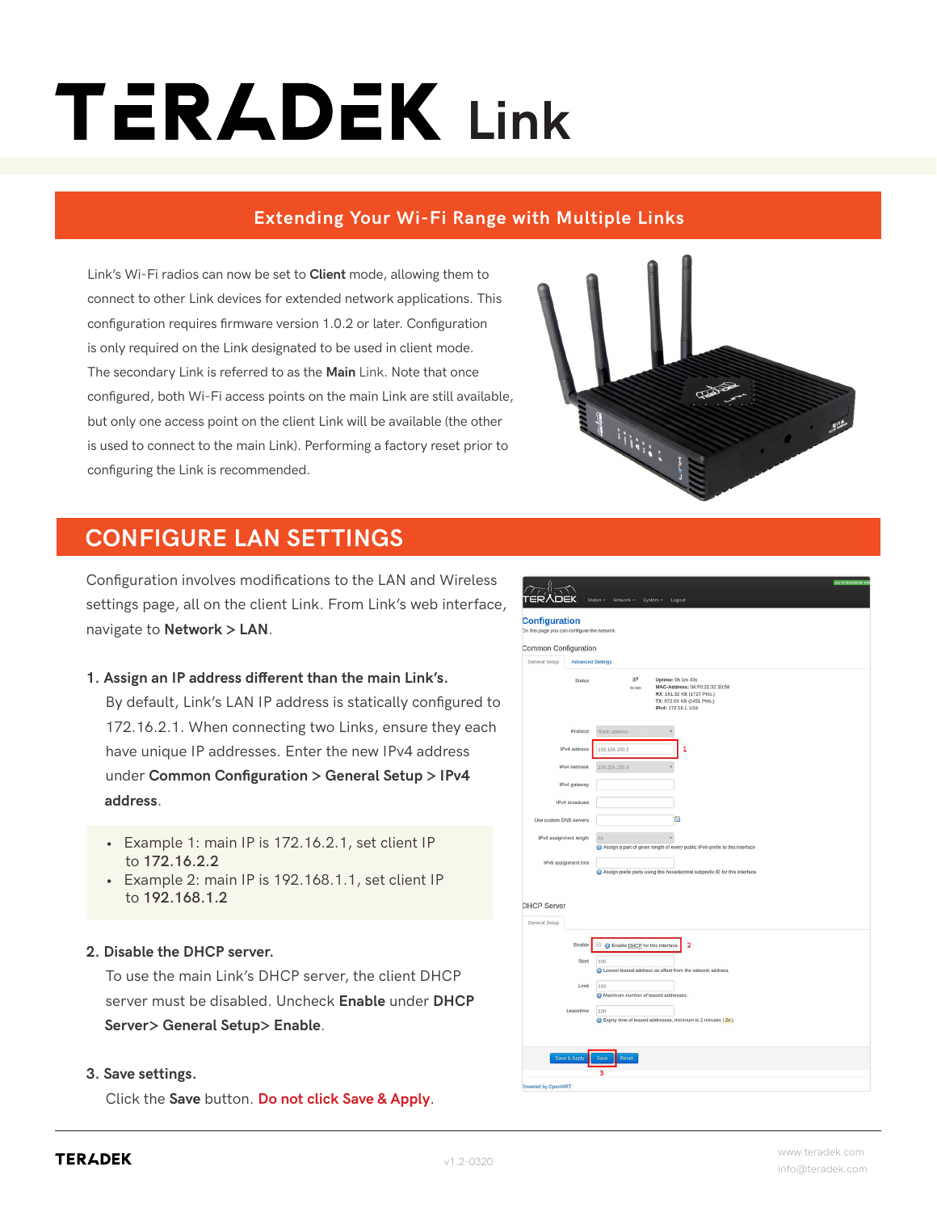# TERADEK Link

## Extending Your Wi-Fi Range with Multiple Links

Link's Wi-Fi radios can now be set to **Client** mode, allowing them to connect to other Link devices for extended network applications. This configuration requires firmware version 1.0.2 or later. Configuration is only required on the Link designated to be used in client mode. The secondary Link is referred to as the **Main** Link. Note that once configured, both Wi-Fi access points on the main Link are still available, but only one access point on the client Link will be available (the other is used to connect to the main Link). Performing a factory reset prior to configuring the Link is recommended.

## CONFIGURE LAN SETTINGS

Configuration involves modifications to the LAN and Wireless settings page, all on the client Link. From Link's web interface, navigate to **Network > LAN**.

1. **Assign an IP address different than the main Link's.**
   By default, Link's LAN IP address is statically configured to 172.16.2.1. When connecting two Links, ensure they each have unique IP addresses. Enter the new IPv4 address under **Common Configuration > General Setup > IPv4 address**.

   - Example 1: main IP is 172.16.2.1, set client IP to **172.16.2.2**
   - Example 2: main IP is 192.168.1.1, set client IP to **192.168.1.2**

2. **Disable the DHCP server.**
   To use the main Link's DHCP server, the client DHCP server must be disabled. Uncheck **Enable** under **DHCP Server> General Setup> Enable**.

3. **Save settings.**
   Click the **Save** button. Do not click Save & Apply.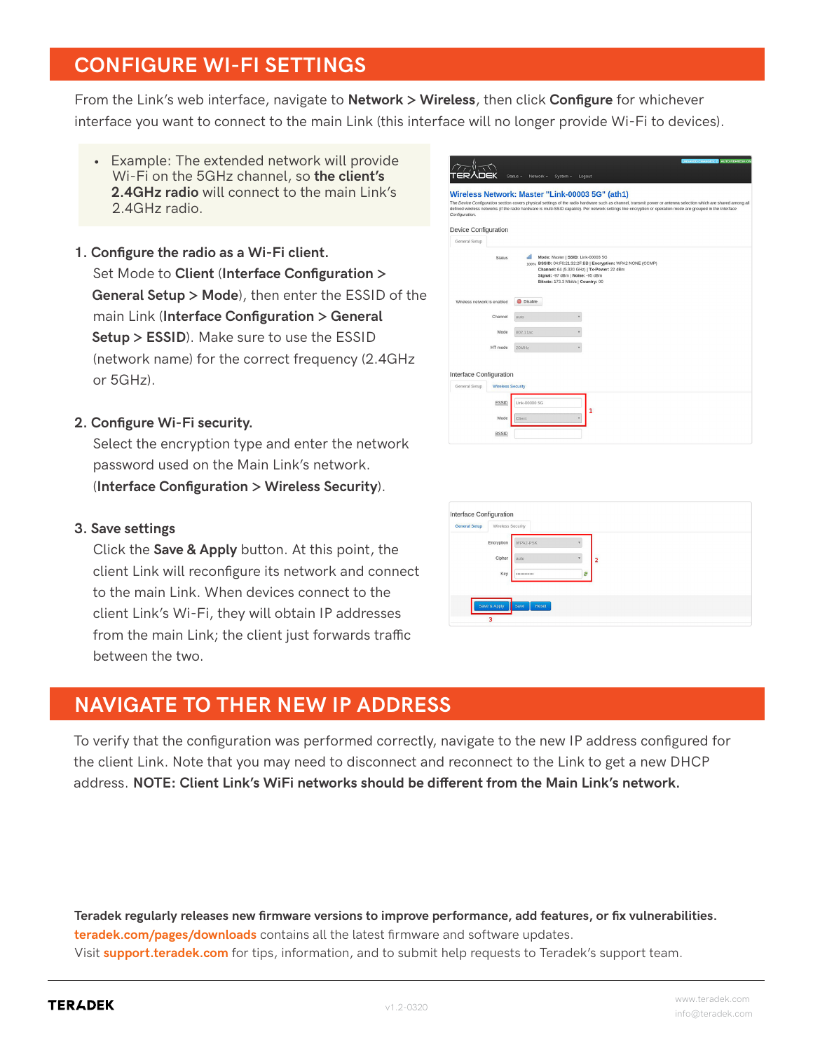## CONFIGURE WI-FI SETTINGS

From the Link's web interface, navigate to **Network > Wireless**, then click **Configure** for whichever interface you want to connect to the main Link (this interface will no longer provide Wi-Fi to devices).

- Example: The extended network will provide Wi-Fi on the 5GHz channel, so **the client's 2.4GHz radio** will connect to the main Link's 2.4GHz radio.

**1. Configure the radio as a Wi-Fi client.**
Set Mode to **Client** (**Interface Configuration > General Setup > Mode**), then enter the ESSID of the main Link (**Interface Configuration > General Setup > ESSID**). Make sure to use the ESSID (network name) for the correct frequency (2.4GHz or 5GHz).

**2. Configure Wi-Fi security.**
Select the encryption type and enter the network password used on the Main Link's network. (**Interface Configuration > Wireless Security**).

**3. Save settings**
Click the **Save & Apply** button. At this point, the client Link will reconfigure its network and connect to the main Link. When devices connect to the client Link's Wi-Fi, they will obtain IP addresses from the main Link; the client just forwards traffic between the two.

## NAVIGATE TO THER NEW IP ADDRESS

To verify that the configuration was performed correctly, navigate to the new IP address configured for the client Link. Note that you may need to disconnect and reconnect to the Link to get a new DHCP address. **NOTE: Client Link's WiFi networks should be different from the Main Link's network.**

**Teradek regularly releases new firmware versions to improve performance, add features, or fix vulnerabilities.**
teradek.com/pages/downloads contains all the latest firmware and software updates.
Visit support.teradek.com for tips, information, and to submit help requests to Teradek's support team.